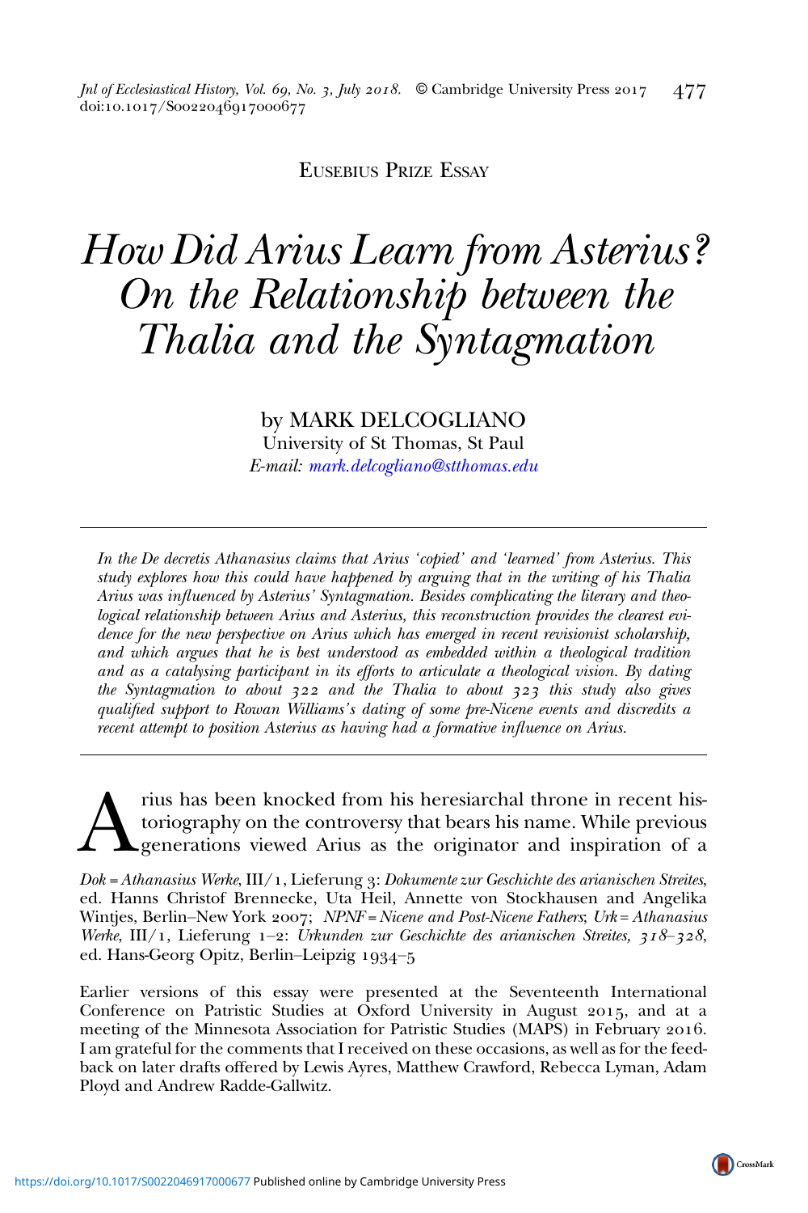Eusebius Prize Essay

# *How Did Arius Learn from Asterius? On the Relationship between the Thalia and the Syntagmation*

by MARK DELCOGLIANO
University of St Thomas, St Paul
*E-mail: mark.delcogliano@stthomas.edu*

---

*In the De decretis Athanasius claims that Arius 'copied' and 'learned' from Asterius. This study explores how this could have happened by arguing that in the writing of his Thalia Arius was influenced by Asterius' Syntagmation. Besides complicating the literary and theological relationship between Arius and Asterius, this reconstruction provides the clearest evidence for the new perspective on Arius which has emerged in recent revisionist scholarship, and which argues that he is best understood as embedded within a theological tradition and as a catalysing participant in its efforts to articulate a theological vision. By dating the Syntagmation to about 322 and the Thalia to about 323 this study also gives qualified support to Rowan Williams's dating of some pre-Nicene events and discredits a recent attempt to position Asterius as having had a formative influence on Arius.*

---

Arius has been knocked from his heresiarchal throne in recent historiography on the controversy that bears his name. While previous generations viewed Arius as the originator and inspiration of a

*Dok* = *Athanasius Werke*, III/1, Lieferung 3: *Dokumente zur Geschichte des arianischen Streites*, ed. Hanns Christof Brennecke, Uta Heil, Annette von Stockhausen and Angelika Wintjes, Berlin–New York 2007; *NPNF* = *Nicene and Post-Nicene Fathers*; *Urk* = *Athanasius Werke*, III/1, Lieferung 1–2: *Urkunden zur Geschichte des arianischen Streites, 318–328*, ed. Hans-Georg Opitz, Berlin–Leipzig 1934–5

Earlier versions of this essay were presented at the Seventeenth International Conference on Patristic Studies at Oxford University in August 2015, and at a meeting of the Minnesota Association for Patristic Studies (MAPS) in February 2016. I am grateful for the comments that I received on these occasions, as well as for the feedback on later drafts offered by Lewis Ayres, Matthew Crawford, Rebecca Lyman, Adam Ployd and Andrew Radde-Gallwitz.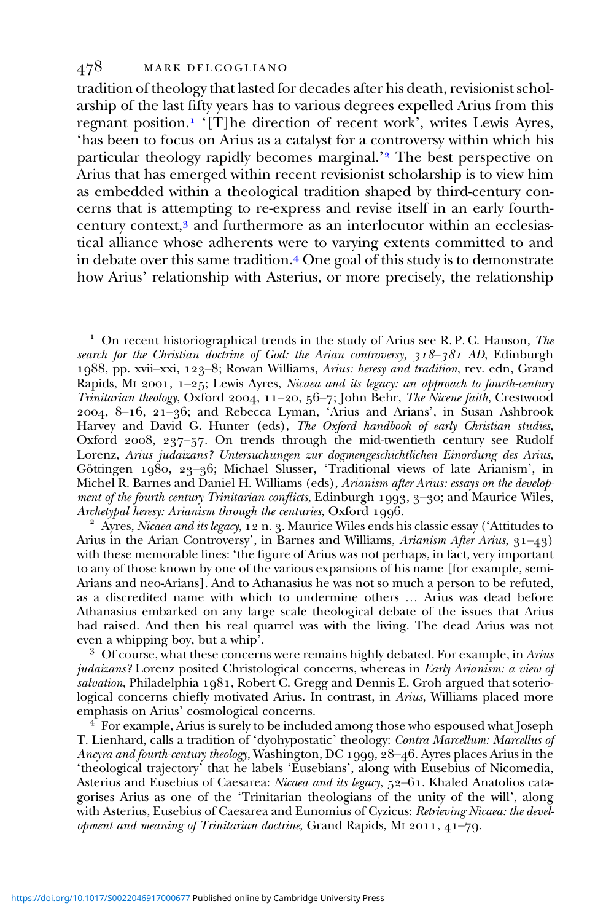tradition of theology that lasted for decades after his death, revisionist scholarship of the last fifty years has to various degrees expelled Arius from this regnant position.[1] '[T]he direction of recent work', writes Lewis Ayres, 'has been to focus on Arius as a catalyst for a controversy within which his particular theology rapidly becomes marginal.'[2] The best perspective on Arius that has emerged within recent revisionist scholarship is to view him as embedded within a theological tradition shaped by third-century concerns that is attempting to re-express and revise itself in an early fourth-century context,[3] and furthermore as an interlocutor within an ecclesiastical alliance whose adherents were to varying extents committed to and in debate over this same tradition.[4] One goal of this study is to demonstrate how Arius' relationship with Asterius, or more precisely, the relationship

[1] On recent historiographical trends in the study of Arius see R. P. C. Hanson, *The search for the Christian doctrine of God: the Arian controversy, 318–381 AD*, Edinburgh 1988, pp. xvii–xxi, 123–8; Rowan Williams, *Arius: heresy and tradition*, rev. edn, Grand Rapids, MI 2001, 1–25; Lewis Ayres, *Nicaea and its legacy: an approach to fourth-century Trinitarian theology*, Oxford 2004, 11–20, 56–7; John Behr, *The Nicene faith*, Crestwood 2004, 8–16, 21–36; and Rebecca Lyman, 'Arius and Arians', in Susan Ashbrook Harvey and David G. Hunter (eds), *The Oxford handbook of early Christian studies*, Oxford 2008, 237–57. On trends through the mid-twentieth century see Rudolf Lorenz, *Arius judaizans? Untersuchungen zur dogmengeschichtlichen Einordung des Arius*, Göttingen 1980, 23–36; Michael Slusser, 'Traditional views of late Arianism', in Michel R. Barnes and Daniel H. Williams (eds), *Arianism after Arius: essays on the development of the fourth century Trinitarian conflicts*, Edinburgh 1993, 3–30; and Maurice Wiles, *Archetypal heresy: Arianism through the centuries*, Oxford 1996.

[2] Ayres, *Nicaea and its legacy*, 12 n. 3. Maurice Wiles ends his classic essay ('Attitudes to Arius in the Arian Controversy', in Barnes and Williams, *Arianism After Arius*, 31–43) with these memorable lines: 'the figure of Arius was not perhaps, in fact, very important to any of those known by one of the various expansions of his name [for example, semi-Arians and neo-Arians]. And to Athanasius he was not so much a person to be refuted, as a discredited name with which to undermine others … Arius was dead before Athanasius embarked on any large scale theological debate of the issues that Arius had raised. And then his real quarrel was with the living. The dead Arius was not even a whipping boy, but a whip'.

[3] Of course, what these concerns were remains highly debated. For example, in *Arius judaizans?* Lorenz posited Christological concerns, whereas in *Early Arianism: a view of salvation*, Philadelphia 1981, Robert C. Gregg and Dennis E. Groh argued that soteriological concerns chiefly motivated Arius. In contrast, in *Arius*, Williams placed more emphasis on Arius' cosmological concerns.

[4] For example, Arius is surely to be included among those who espoused what Joseph T. Lienhard, calls a tradition of 'dyohypostatic' theology: *Contra Marcellum: Marcellus of Ancyra and fourth-century theology*, Washington, DC 1999, 28–46. Ayres places Arius in the 'theological trajectory' that he labels 'Eusebians', along with Eusebius of Nicomedia, Asterius and Eusebius of Caesarea: *Nicaea and its legacy*, 52–61. Khaled Anatolios catagorises Arius as one of the 'Trinitarian theologians of the unity of the will', along with Asterius, Eusebius of Caesarea and Eunomius of Cyzicus: *Retrieving Nicaea: the development and meaning of Trinitarian doctrine*, Grand Rapids, MI 2011, 41–79.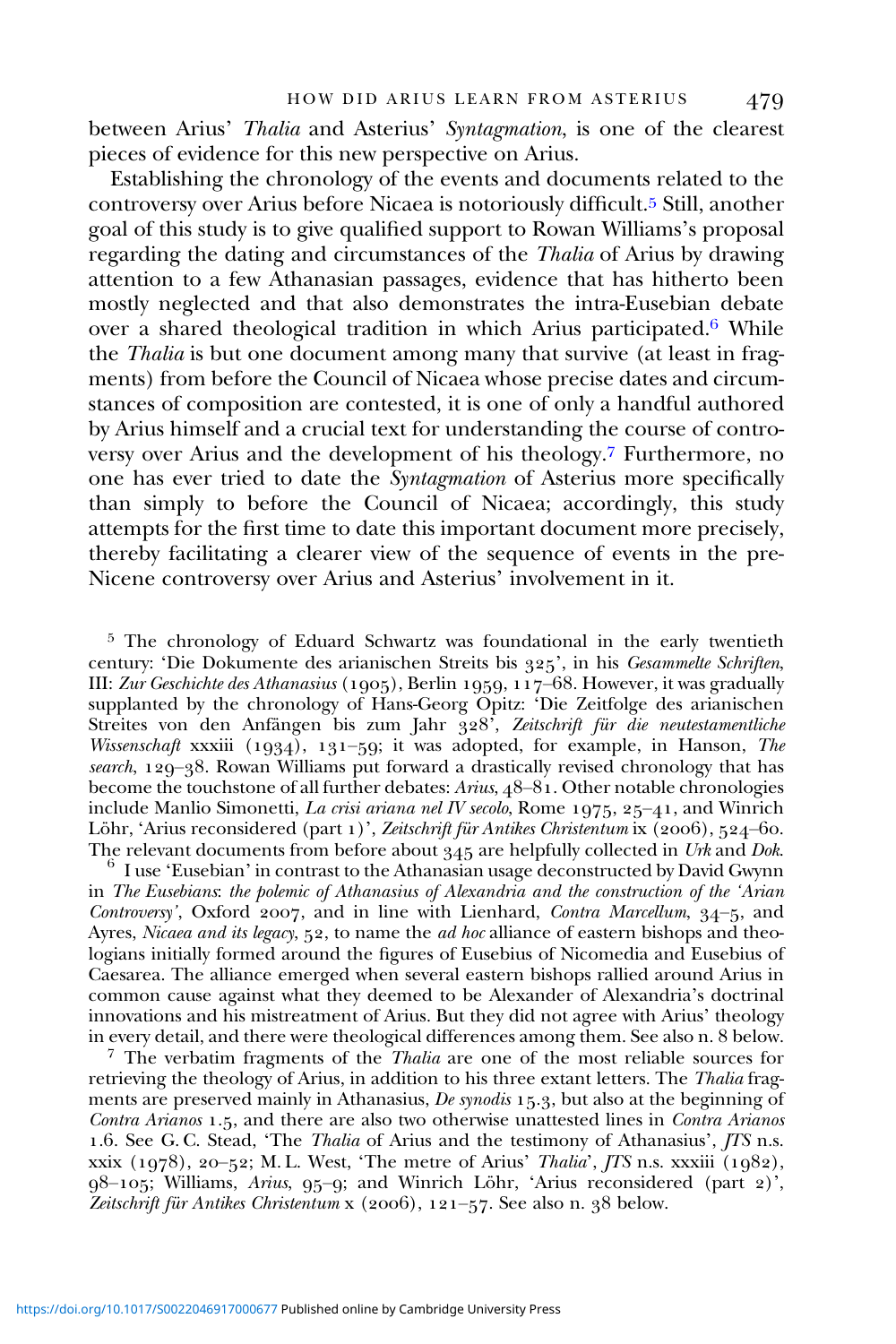between Arius' *Thalia* and Asterius' *Syntagmation*, is one of the clearest pieces of evidence for this new perspective on Arius.

Establishing the chronology of the events and documents related to the controversy over Arius before Nicaea is notoriously difficult.[5] Still, another goal of this study is to give qualified support to Rowan Williams's proposal regarding the dating and circumstances of the *Thalia* of Arius by drawing attention to a few Athanasian passages, evidence that has hitherto been mostly neglected and that also demonstrates the intra-Eusebian debate over a shared theological tradition in which Arius participated.[6] While the *Thalia* is but one document among many that survive (at least in fragments) from before the Council of Nicaea whose precise dates and circumstances of composition are contested, it is one of only a handful authored by Arius himself and a crucial text for understanding the course of controversy over Arius and the development of his theology.[7] Furthermore, no one has ever tried to date the *Syntagmation* of Asterius more specifically than simply to before the Council of Nicaea; accordingly, this study attempts for the first time to date this important document more precisely, thereby facilitating a clearer view of the sequence of events in the pre-Nicene controversy over Arius and Asterius' involvement in it.

[5] The chronology of Eduard Schwartz was foundational in the early twentieth century: 'Die Dokumente des arianischen Streits bis 325', in his *Gesammelte Schriften*, III: *Zur Geschichte des Athanasius* (1905), Berlin 1959, 117–68. However, it was gradually supplanted by the chronology of Hans-Georg Opitz: 'Die Zeitfolge des arianischen Streites von den Anfängen bis zum Jahr 328', *Zeitschrift für die neutestamentliche Wissenschaft* xxxiii (1934), 131–59; it was adopted, for example, in Hanson, *The search*, 129–38. Rowan Williams put forward a drastically revised chronology that has become the touchstone of all further debates: *Arius*, 48–81. Other notable chronologies include Manlio Simonetti, *La crisi ariana nel IV secolo*, Rome 1975, 25–41, and Winrich Löhr, 'Arius reconsidered (part 1)', *Zeitschrift für Antikes Christentum* ix (2006), 524–60. The relevant documents from before about 345 are helpfully collected in *Urk* and *Dok*.

[6] I use 'Eusebian' in contrast to the Athanasian usage deconstructed by David Gwynn in *The Eusebians*: *the polemic of Athanasius of Alexandria and the construction of the 'Arian Controversy'*, Oxford 2007, and in line with Lienhard, *Contra Marcellum*, 34–5, and Ayres, *Nicaea and its legacy*, 52, to name the *ad hoc* alliance of eastern bishops and theologians initially formed around the figures of Eusebius of Nicomedia and Eusebius of Caesarea. The alliance emerged when several eastern bishops rallied around Arius in common cause against what they deemed to be Alexander of Alexandria's doctrinal innovations and his mistreatment of Arius. But they did not agree with Arius' theology in every detail, and there were theological differences among them. See also n. 8 below.

[7] The verbatim fragments of the *Thalia* are one of the most reliable sources for retrieving the theology of Arius, in addition to his three extant letters. The *Thalia* fragments are preserved mainly in Athanasius, *De synodis* 15.3, but also at the beginning of *Contra Arianos* 1.5, and there are also two otherwise unattested lines in *Contra Arianos* 1.6. See G. C. Stead, 'The *Thalia* of Arius and the testimony of Athanasius', *JTS* n.s. xxix (1978), 20–52; M. L. West, 'The metre of Arius' *Thalia*', *JTS* n.s. xxxiii (1982), 98–105; Williams, *Arius*, 95–9; and Winrich Löhr, 'Arius reconsidered (part 2)', *Zeitschrift für Antikes Christentum* x (2006), 121–57. See also n. 38 below.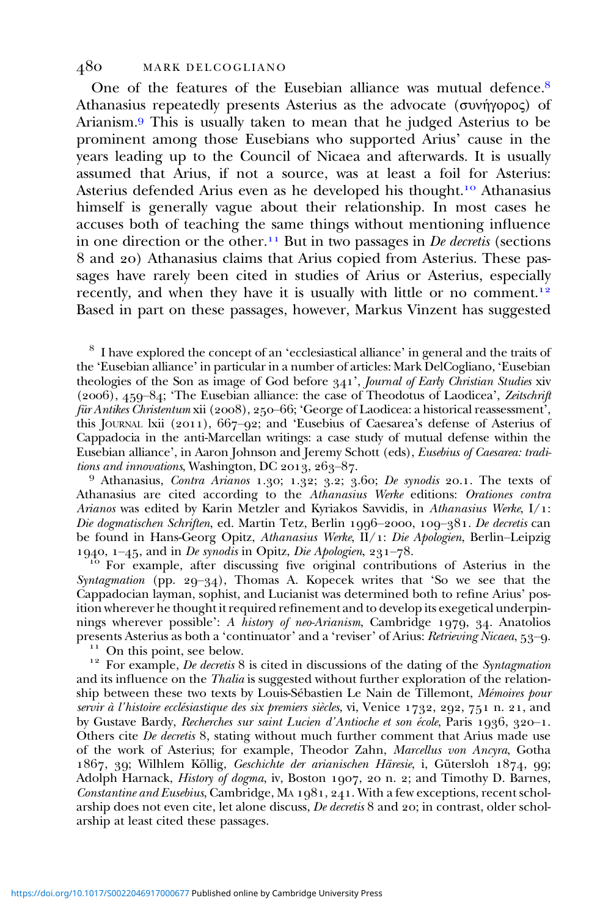One of the features of the Eusebian alliance was mutual defence.[8] Athanasius repeatedly presents Asterius as the advocate (συνήγορος) of Arianism.[9] This is usually taken to mean that he judged Asterius to be prominent among those Eusebians who supported Arius' cause in the years leading up to the Council of Nicaea and afterwards. It is usually assumed that Arius, if not a source, was at least a foil for Asterius: Asterius defended Arius even as he developed his thought.[10] Athanasius himself is generally vague about their relationship. In most cases he accuses both of teaching the same things without mentioning influence in one direction or the other.[11] But in two passages in *De decretis* (sections 8 and 20) Athanasius claims that Arius copied from Asterius. These passages have rarely been cited in studies of Arius or Asterius, especially recently, and when they have it is usually with little or no comment.[12] Based in part on these passages, however, Markus Vinzent has suggested

[8] I have explored the concept of an 'ecclesiastical alliance' in general and the traits of the 'Eusebian alliance' in particular in a number of articles: Mark DelCogliano, 'Eusebian theologies of the Son as image of God before 341', *Journal of Early Christian Studies* xiv (2006), 459–84; 'The Eusebian alliance: the case of Theodotus of Laodicea', *Zeitschrift für Antikes Christentum* xii (2008), 250–66; 'George of Laodicea: a historical reassessment', this JOURNAL lxii (2011), 667–92; and 'Eusebius of Caesarea's defense of Asterius of Cappadocia in the anti-Marcellan writings: a case study of mutual defense within the Eusebian alliance', in Aaron Johnson and Jeremy Schott (eds), *Eusebius of Caesarea: traditions and innovations*, Washington, DC 2013, 263–87.

[9] Athanasius, *Contra Arianos* 1.30; 1.32; 3.2; 3.60; *De synodis* 20.1. The texts of Athanasius are cited according to the *Athanasius Werke* editions: *Orationes contra Arianos* was edited by Karin Metzler and Kyriakos Savvidis, in *Athanasius Werke*, I/1: *Die dogmatischen Schriften*, ed. Martin Tetz, Berlin 1996–2000, 109–381. *De decretis* can be found in Hans-Georg Opitz, *Athanasius Werke*, II/1: *Die Apologien*, Berlin–Leipzig 1940, 1–45, and in *De synodis* in Opitz, *Die Apologien*, 231–78.

[10] For example, after discussing five original contributions of Asterius in the *Syntagmation* (pp. 29–34), Thomas A. Kopecek writes that 'So we see that the Cappadocian layman, sophist, and Lucianist was determined both to refine Arius' position wherever he thought it required refinement and to develop its exegetical underpinnings wherever possible': *A history of neo-Arianism*, Cambridge 1979, 34. Anatolios presents Asterius as both a 'continuator' and a 'reviser' of Arius: *Retrieving Nicaea*, 53–9.

[11] On this point, see below.

[12] For example, *De decretis* 8 is cited in discussions of the dating of the *Syntagmation* and its influence on the *Thalia* is suggested without further exploration of the relationship between these two texts by Louis-Sébastien Le Nain de Tillemont, *Mémoires pour servir à l'histoire ecclésiastique des six premiers siècles*, vi, Venice 1732, 292, 751 n. 21, and by Gustave Bardy, *Recherches sur saint Lucien d'Antioche et son école*, Paris 1936, 320–1. Others cite *De decretis* 8, stating without much further comment that Arius made use of the work of Asterius; for example, Theodor Zahn, *Marcellus von Ancyra*, Gotha 1867, 39; Wilhlem Köllig, *Geschichte der arianischen Häresie*, i, Gütersloh 1874, 99; Adolph Harnack, *History of dogma*, iv, Boston 1907, 20 n. 2; and Timothy D. Barnes, *Constantine and Eusebius*, Cambridge, MA 1981, 241. With a few exceptions, recent scholarship does not even cite, let alone discuss, *De decretis* 8 and 20; in contrast, older scholarship at least cited these passages.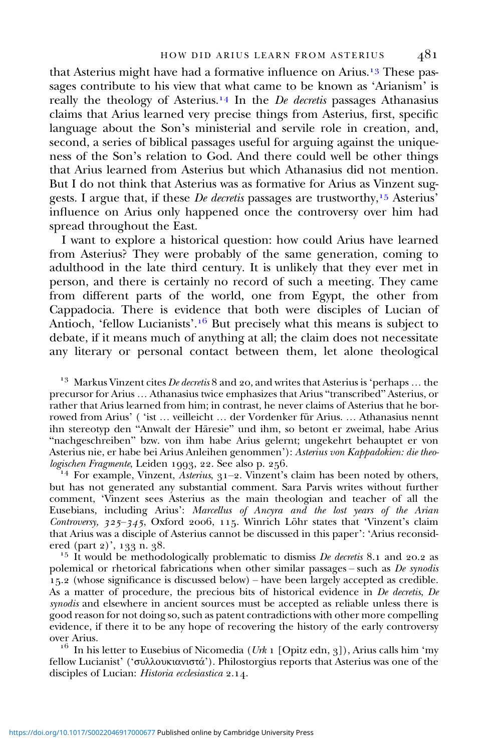that Asterius might have had a formative influence on Arius.[13] These passages contribute to his view that what came to be known as 'Arianism' is really the theology of Asterius.[14] In the *De decretis* passages Athanasius claims that Arius learned very precise things from Asterius, first, specific language about the Son's ministerial and servile role in creation, and, second, a series of biblical passages useful for arguing against the uniqueness of the Son's relation to God. And there could well be other things that Arius learned from Asterius but which Athanasius did not mention. But I do not think that Asterius was as formative for Arius as Vinzent suggests. I argue that, if these *De decretis* passages are trustworthy,[15] Asterius' influence on Arius only happened once the controversy over him had spread throughout the East.

I want to explore a historical question: how could Arius have learned from Asterius? They were probably of the same generation, coming to adulthood in the late third century. It is unlikely that they ever met in person, and there is certainly no record of such a meeting. They came from different parts of the world, one from Egypt, the other from Cappadocia. There is evidence that both were disciples of Lucian of Antioch, 'fellow Lucianists'.[16] But precisely what this means is subject to debate, if it means much of anything at all; the claim does not necessitate any literary or personal contact between them, let alone theological

[13] Markus Vinzent cites *De decretis* 8 and 20, and writes that Asterius is 'perhaps … the precursor for Arius … Athanasius twice emphasizes that Arius "transcribed" Asterius, or rather that Arius learned from him; in contrast, he never claims of Asterius that he borrowed from Arius' ( 'ist … veilleicht … der Vordenker für Arius. … Athanasius nennt ihn stereotyp den "Anwalt der Häresie" und ihm, so betont er zweimal, habe Arius "nachgeschreiben" bzw. von ihm habe Arius gelernt; ungekehrt behauptet er von Asterius nie, er habe bei Arius Anleihen genommen'): *Asterius von Kappadokien: die theologischen Fragmente*, Leiden 1993, 22. See also p. 256.

[14] For example, Vinzent, *Asterius*, 31–2. Vinzent's claim has been noted by others, but has not generated any substantial comment. Sara Parvis writes without further comment, 'Vinzent sees Asterius as the main theologian and teacher of all the Eusebians, including Arius': *Marcellus of Ancyra and the lost years of the Arian Controversy, 325–345*, Oxford 2006, 115. Winrich Löhr states that 'Vinzent's claim that Arius was a disciple of Asterius cannot be discussed in this paper': 'Arius reconsidered (part 2)', 133 n. 38.

[15] It would be methodologically problematic to dismiss *De decretis* 8.1 and 20.2 as polemical or rhetorical fabrications when other similar passages – such as *De synodis* 15.2 (whose significance is discussed below) – have been largely accepted as credible. As a matter of procedure, the precious bits of historical evidence in *De decretis*, *De synodis* and elsewhere in ancient sources must be accepted as reliable unless there is good reason for not doing so, such as patent contradictions with other more compelling evidence, if there it to be any hope of recovering the history of the early controversy over Arius.

[16] In his letter to Eusebius of Nicomedia (*Urk* 1 [Opitz edn, 3]), Arius calls him 'my fellow Lucianist' ('συλλουκιανιστά'). Philostorgius reports that Asterius was one of the disciples of Lucian: *Historia ecclesiastica* 2.14.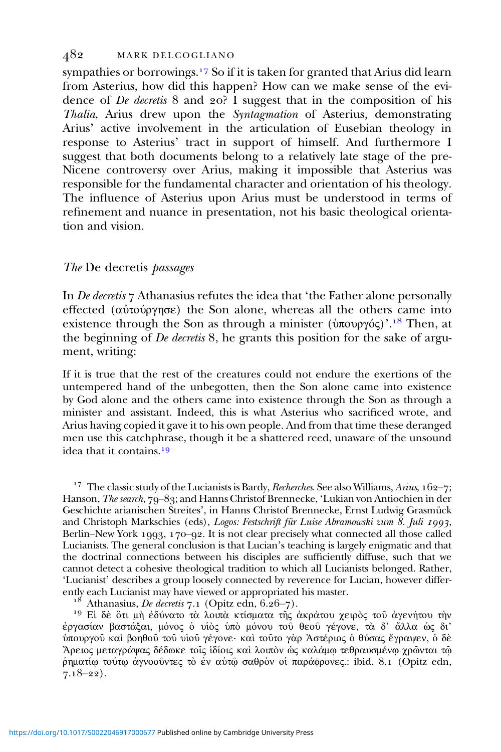sympathies or borrowings.[17] So if it is taken for granted that Arius did learn from Asterius, how did this happen? How can we make sense of the evidence of *De decretis* 8 and 20? I suggest that in the composition of his *Thalia*, Arius drew upon the *Syntagmation* of Asterius, demonstrating Arius' active involvement in the articulation of Eusebian theology in response to Asterius' tract in support of himself. And furthermore I suggest that both documents belong to a relatively late stage of the pre-Nicene controversy over Arius, making it impossible that Asterius was responsible for the fundamental character and orientation of his theology. The influence of Asterius upon Arius must be understood in terms of refinement and nuance in presentation, not his basic theological orientation and vision.

## *The* De decretis *passages*

In *De decretis* 7 Athanasius refutes the idea that 'the Father alone personally effected (αὐτούργησε) the Son alone, whereas all the others came into existence through the Son as through a minister (ὑπουργός)'.[18] Then, at the beginning of *De decretis* 8, he grants this position for the sake of argument, writing:

> If it is true that the rest of the creatures could not endure the exertions of the untempered hand of the unbegotten, then the Son alone came into existence by God alone and the others came into existence through the Son as through a minister and assistant. Indeed, this is what Asterius who sacrificed wrote, and Arius having copied it gave it to his own people. And from that time these deranged men use this catchphrase, though it be a shattered reed, unaware of the unsound idea that it contains.[19]

[17] The classic study of the Lucianists is Bardy, *Recherches*. See also Williams, *Arius*, 162–7; Hanson, *The search*, 79–83; and Hanns Christof Brennecke, 'Lukian von Antiochien in der Geschichte arianischen Streites', in Hanns Christof Brennecke, Ernst Ludwig Grasmück and Christoph Markschies (eds), *Logos: Festschrift für Luise Abramowski zum 8. Juli 1993*, Berlin–New York 1993, 170–92. It is not clear precisely what connected all those called Lucianists. The general conclusion is that Lucian's teaching is largely enigmatic and that the doctrinal connections between his disciples are sufficiently diffuse, such that we cannot detect a cohesive theological tradition to which all Lucianists belonged. Rather, 'Lucianist' describes a group loosely connected by reverence for Lucian, however differently each Lucianist may have viewed or appropriated his master.

[18] Athanasius, *De decretis* 7.1 (Opitz edn, 6.26–7).

[19] Εἰ δὲ ὅτι μὴ ἐδύνατο τὰ λοιπὰ κτίσματα τῆς ἀκράτου χειρὸς τοῦ ἀγενήτου τὴν ἐργασίαν βαστάξαι, μόνος ὁ υἱὸς ὑπὸ μόνου τοῦ θεοῦ γέγονε, τὰ δ' ἄλλα ὡς δι' ὑπουργοῦ καὶ βοηθοῦ τοῦ υἱοῦ γέγονε· καὶ τοῦτο γὰρ Ἀστέριος ὁ θύσας ἔγραψεν, ὁ δὲ Ἄρειος μεταγράψας δέδωκε τοῖς ἰδίοις καὶ λοιπὸν ὡς καλάμῳ τεθραυσμένῳ χρῶνται τῷ ῥηματίῳ τούτῳ ἀγνοοῦντες τὸ ἐν αὐτῷ σαθρὸν οἱ παράφρονες.: ibid. 8.1 (Opitz edn, 7.18–22).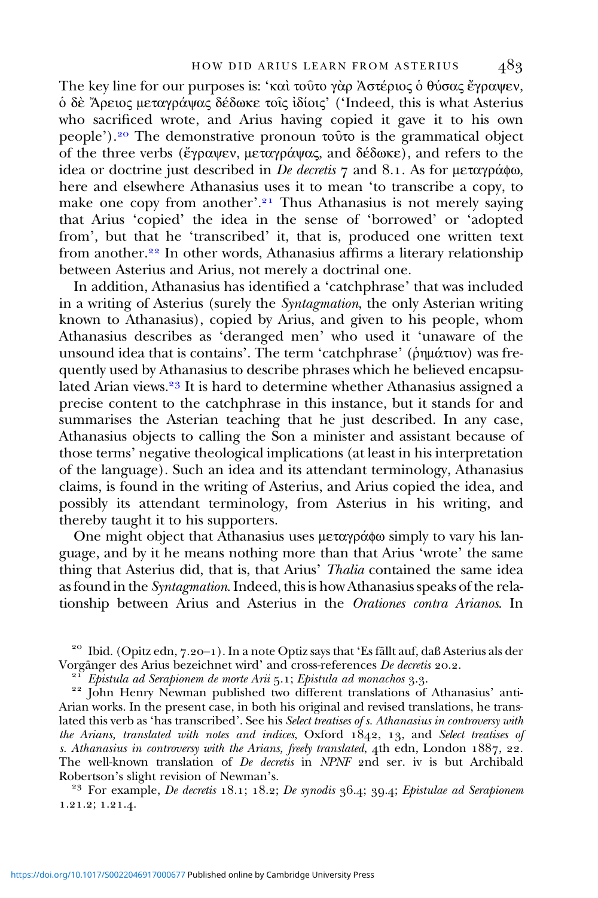The key line for our purposes is: 'καὶ τοῦτο γὰρ Ἀστέριος ὁ θύσας ἔγραψεν, ὁ δὲ Ἄρειος μεταγράψας δέδωκε τοῖς ἰδίοις' ('Indeed, this is what Asterius who sacrificed wrote, and Arius having copied it gave it to his own people').[20] The demonstrative pronoun τοῦτο is the grammatical object of the three verbs (ἔγραψεν, μεταγράψας, and δέδωκε), and refers to the idea or doctrine just described in *De decretis* 7 and 8.1. As for μεταγράφω, here and elsewhere Athanasius uses it to mean 'to transcribe a copy, to make one copy from another'.[21] Thus Athanasius is not merely saying that Arius 'copied' the idea in the sense of 'borrowed' or 'adopted from', but that he 'transcribed' it, that is, produced one written text from another.[22] In other words, Athanasius affirms a literary relationship between Asterius and Arius, not merely a doctrinal one.

In addition, Athanasius has identified a 'catchphrase' that was included in a writing of Asterius (surely the *Syntagmation*, the only Asterian writing known to Athanasius), copied by Arius, and given to his people, whom Athanasius describes as 'deranged men' who used it 'unaware of the unsound idea that is contains'. The term 'catchphrase' (ῥημάτιον) was frequently used by Athanasius to describe phrases which he believed encapsulated Arian views.[23] It is hard to determine whether Athanasius assigned a precise content to the catchphrase in this instance, but it stands for and summarises the Asterian teaching that he just described. In any case, Athanasius objects to calling the Son a minister and assistant because of those terms' negative theological implications (at least in his interpretation of the language). Such an idea and its attendant terminology, Athanasius claims, is found in the writing of Asterius, and Arius copied the idea, and possibly its attendant terminology, from Asterius in his writing, and thereby taught it to his supporters.

One might object that Athanasius uses μεταγράφω simply to vary his language, and by it he means nothing more than that Arius 'wrote' the same thing that Asterius did, that is, that Arius' *Thalia* contained the same idea as found in the *Syntagmation*. Indeed, this is how Athanasius speaks of the relationship between Arius and Asterius in the *Orationes contra Arianos*. In

[20] Ibid. (Opitz edn, 7.20–1). In a note Optiz says that 'Es fällt auf, daß Asterius als der Vorgänger des Arius bezeichnet wird' and cross-references *De decretis* 20.2.

[21] *Epistula ad Serapionem de morte Arii* 5.1; *Epistula ad monachos* 3.3.

[22] John Henry Newman published two different translations of Athanasius' anti-Arian works. In the present case, in both his original and revised translations, he translated this verb as 'has transcribed'. See his *Select treatises of s. Athanasius in controversy with the Arians, translated with notes and indices*, Oxford 1842, 13, and *Select treatises of s. Athanasius in controversy with the Arians, freely translated*, 4th edn, London 1887, 22. The well-known translation of *De decretis* in *NPNF* 2nd ser. iv is but Archibald Robertson's slight revision of Newman's.

[23] For example, *De decretis* 18.1; 18.2; *De synodis* 36.4; 39.4; *Epistulae ad Serapionem* 1.21.2; 1.21.4.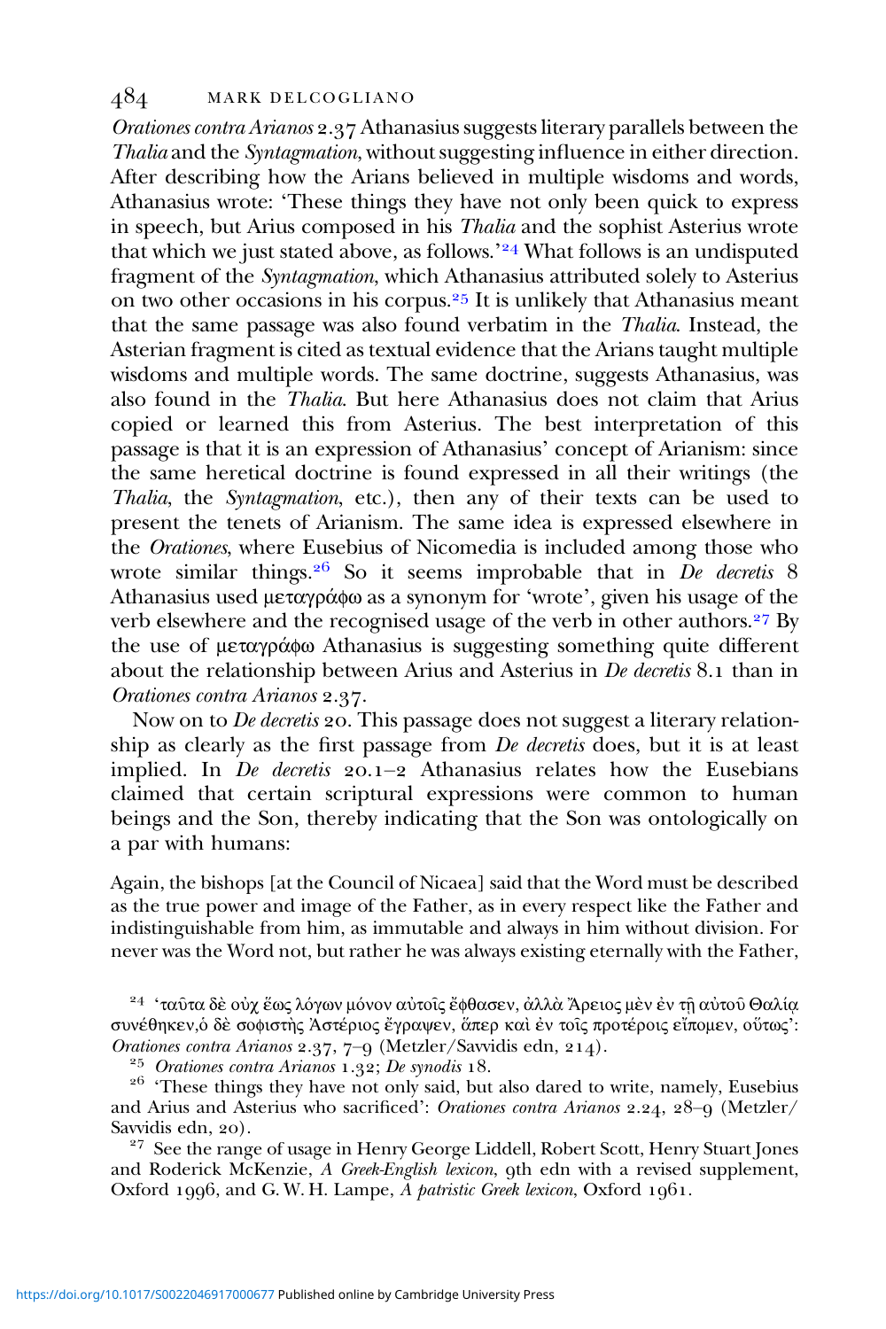*Orationes contra Arianos* 2.37 Athanasius suggests literary parallels between the *Thalia* and the *Syntagmation*, without suggesting influence in either direction. After describing how the Arians believed in multiple wisdoms and words, Athanasius wrote: 'These things they have not only been quick to express in speech, but Arius composed in his *Thalia* and the sophist Asterius wrote that which we just stated above, as follows.'[24] What follows is an undisputed fragment of the *Syntagmation*, which Athanasius attributed solely to Asterius on two other occasions in his corpus.[25] It is unlikely that Athanasius meant that the same passage was also found verbatim in the *Thalia*. Instead, the Asterian fragment is cited as textual evidence that the Arians taught multiple wisdoms and multiple words. The same doctrine, suggests Athanasius, was also found in the *Thalia*. But here Athanasius does not claim that Arius copied or learned this from Asterius. The best interpretation of this passage is that it is an expression of Athanasius' concept of Arianism: since the same heretical doctrine is found expressed in all their writings (the *Thalia*, the *Syntagmation*, etc.), then any of their texts can be used to present the tenets of Arianism. The same idea is expressed elsewhere in the *Orationes*, where Eusebius of Nicomedia is included among those who wrote similar things.[26] So it seems improbable that in *De decretis* 8 Athanasius used μεταγράφω as a synonym for 'wrote', given his usage of the verb elsewhere and the recognised usage of the verb in other authors.[27] By the use of μεταγράφω Athanasius is suggesting something quite different about the relationship between Arius and Asterius in *De decretis* 8.1 than in *Orationes contra Arianos* 2.37.

Now on to *De decretis* 20. This passage does not suggest a literary relationship as clearly as the first passage from *De decretis* does, but it is at least implied. In *De decretis* 20.1–2 Athanasius relates how the Eusebians claimed that certain scriptural expressions were common to human beings and the Son, thereby indicating that the Son was ontologically on a par with humans:

Again, the bishops [at the Council of Nicaea] said that the Word must be described as the true power and image of the Father, as in every respect like the Father and indistinguishable from him, as immutable and always in him without division. For never was the Word not, but rather he was always existing eternally with the Father,

[24] 'ταῦτα δὲ οὐχ ἕως λόγων μόνον αὐτοῖς ἔφθασεν, ἀλλὰ Ἄρειος μὲν ἐν τῇ αὐτοῦ Θαλίᾳ συνέθηκεν,ὁ δὲ σοφιστὴς Ἀστέριος ἔγραψεν, ἅπερ καὶ ἐν τοῖς προτέροις εἴπομεν, οὕτως': *Orationes contra Arianos* 2.37, 7–9 (Metzler/Savvidis edn, 214).

[25] *Orationes contra Arianos* 1.32; *De synodis* 18.

[26] 'These things they have not only said, but also dared to write, namely, Eusebius and Arius and Asterius who sacrificed': *Orationes contra Arianos* 2.24, 28–9 (Metzler/Savvidis edn, 20).

[27] See the range of usage in Henry George Liddell, Robert Scott, Henry Stuart Jones and Roderick McKenzie, *A Greek-English lexicon*, 9th edn with a revised supplement, Oxford 1996, and G. W. H. Lampe, *A patristic Greek lexicon*, Oxford 1961.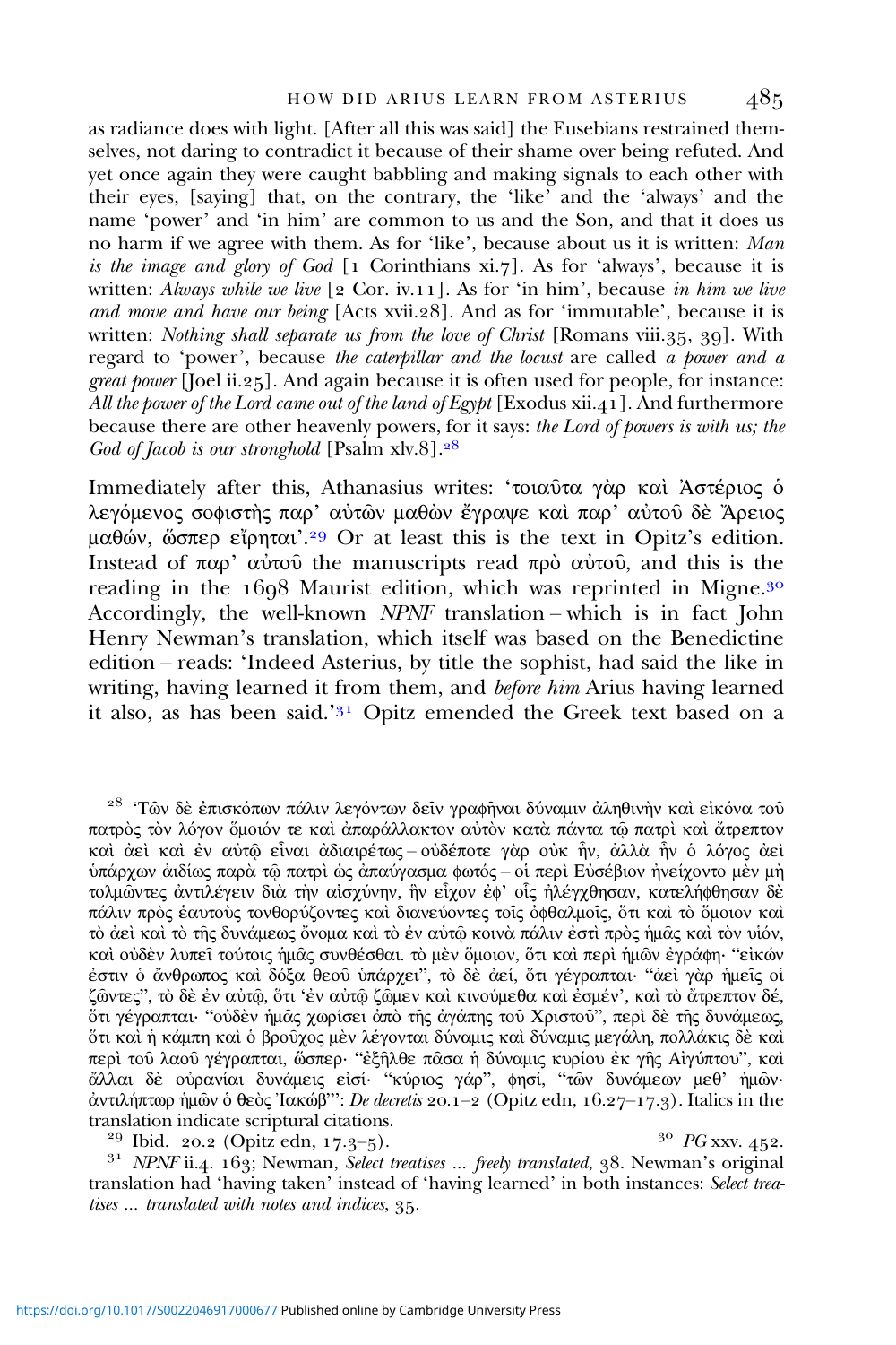as radiance does with light. [After all this was said] the Eusebians restrained themselves, not daring to contradict it because of their shame over being refuted. And yet once again they were caught babbling and making signals to each other with their eyes, [saying] that, on the contrary, the 'like' and the 'always' and the name 'power' and 'in him' are common to us and the Son, and that it does us no harm if we agree with them. As for 'like', because about us it is written: *Man is the image and glory of God* [1 Corinthians xi.7]. As for 'always', because it is written: *Always while we live* [2 Cor. iv.11]. As for 'in him', because *in him we live and move and have our being* [Acts xvii.28]. And as for 'immutable', because it is written: *Nothing shall separate us from the love of Christ* [Romans viii.35, 39]. With regard to 'power', because *the caterpillar and the locust* are called *a power and a great power* [Joel ii.25]. And again because it is often used for people, for instance: *All the power of the Lord came out of the land of Egypt* [Exodus xii.41]. And furthermore because there are other heavenly powers, for it says: *the Lord of powers is with us; the God of Jacob is our stronghold* [Psalm xlv.8].[28]

Immediately after this, Athanasius writes: 'τοιαῦτα γὰρ καὶ Ἀστέριος ὁ λεγόμενος σοφιστὴς παρ' αὐτῶν μαθὼν ἔγραψε καὶ παρ' αὐτοῦ δὲ Ἄρειος μαθών, ὥσπερ εἴρηται'.[29] Or at least this is the text in Opitz's edition. Instead of παρ' αὐτοῦ the manuscripts read πρὸ αὐτοῦ, and this is the reading in the 1698 Maurist edition, which was reprinted in Migne.[30] Accordingly, the well-known *NPNF* translation – which is in fact John Henry Newman's translation, which itself was based on the Benedictine edition – reads: 'Indeed Asterius, by title the sophist, had said the like in writing, having learned it from them, and *before him* Arius having learned it also, as has been said.'[31] Opitz emended the Greek text based on a

[28] 'Τῶν δὲ ἐπισκόπων πάλιν λεγόντων δεῖν γραφῆναι δύναμιν ἀληθινὴν καὶ εἰκόνα τοῦ πατρὸς τὸν λόγον ὅμοιόν τε καὶ ἀπαράλλακτον αὐτὸν κατὰ πάντα τῷ πατρὶ καὶ ἄτρεπτον καὶ ἀεὶ καὶ ἐν αὐτῷ εἶναι ἀδιαιρέτως – οὐδέποτε γὰρ οὐκ ἦν, ἀλλὰ ἦν ὁ λόγος ἀεὶ ὑπάρχων ἀιδίως παρὰ τῷ πατρὶ ὡς ἀπαύγασμα φωτός – οἱ περὶ Εὐσέβιον ἠνείχοντο μὲν μὴ τολμῶντες ἀντιλέγειν διὰ τὴν αἰσχύνην, ἣν εἶχον ἐφ' οἷς ἠλέγχθησαν, κατελήφθησαν δὲ πάλιν πρὸς ἑαυτοὺς τονθορύζοντες καὶ διανεύοντες τοῖς ὀφθαλμοῖς, ὅτι καὶ τὸ ὅμοιον καὶ τὸ ἀεὶ καὶ τὸ τῆς δυνάμεως ὄνομα καὶ τὸ ἐν αὐτῷ κοινὰ πάλιν ἐστὶ πρὸς ἡμᾶς καὶ τὸν υἱόν, καὶ οὐδὲν λυπεῖ τούτοις ἡμᾶς συνθέσθαι. τὸ μὲν ὅμοιον, ὅτι καὶ περὶ ἡμῶν ἐγράφη· "εἰκών ἐστιν ὁ ἄνθρωπος καὶ δόξα θεοῦ ὑπάρχει", τὸ δὲ ἀεί, ὅτι γέγραπται· "ἀεὶ γὰρ ἡμεῖς οἱ ζῶντες", τὸ δὲ ἐν αὐτῷ, ὅτι 'ἐν αὐτῷ ζῶμεν καὶ κινούμεθα καὶ ἐσμέν', καὶ τὸ ἄτρεπτον δέ, ὅτι γέγραπται· "οὐδὲν ἡμᾶς χωρίσει ἀπὸ τῆς ἀγάπης τοῦ Χριστοῦ", περὶ δὲ τῆς δυνάμεως, ὅτι καὶ ἡ κάμπη καὶ ὁ βροῦχος μὲν λέγονται δύναμις καὶ δύναμις μεγάλη, πολλάκις δὲ καὶ περὶ τοῦ λαοῦ γέγραπται, ὥσπερ· "ἐξῆλθε πᾶσα ἡ δύναμις κυρίου ἐκ γῆς Αἰγύπτου", καὶ ἄλλαι δὲ οὐρανίαι δυνάμεις εἰσί· "κύριος γάρ", φησί, "τῶν δυνάμεων μεθ' ἡμῶν· ἀντιλήπτωρ ἡμῶν ὁ θεὸς Ἰακώβ"': *De decretis* 20.1–2 (Opitz edn, 16.27–17.3). Italics in the translation indicate scriptural citations.

[29] Ibid. 20.2 (Opitz edn, 17.3–5).

[30] *PG* xxv. 452.

[31] *NPNF* ii.4. 163; Newman, *Select treatises … freely translated*, 38. Newman's original translation had 'having taken' instead of 'having learned' in both instances: *Select treatises … translated with notes and indices*, 35.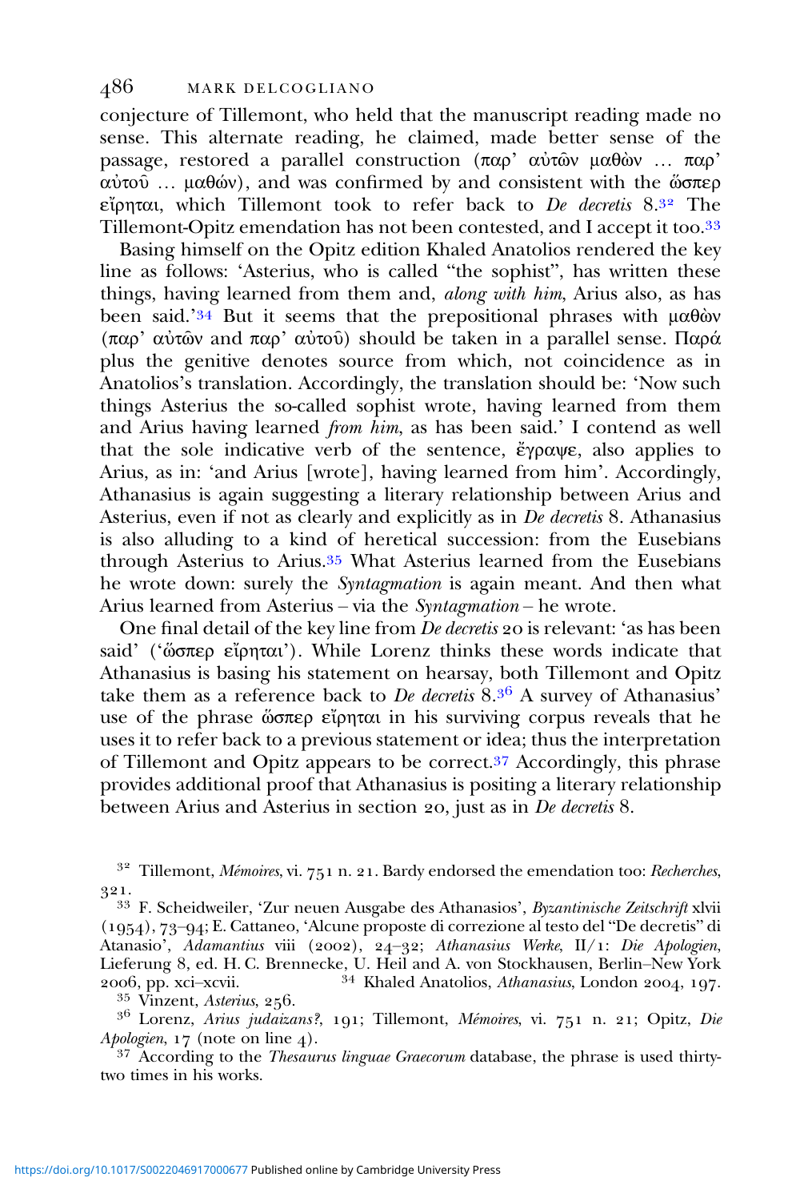conjecture of Tillemont, who held that the manuscript reading made no sense. This alternate reading, he claimed, made better sense of the passage, restored a parallel construction (παρ' αὐτῶν μαθὼν … παρ' αὐτοῦ … μαθών), and was confirmed by and consistent with the ὥσπερ εἴρηται, which Tillemont took to refer back to *De decretis* 8.[32] The Tillemont-Opitz emendation has not been contested, and I accept it too.[33]

Basing himself on the Opitz edition Khaled Anatolios rendered the key line as follows: 'Asterius, who is called "the sophist", has written these things, having learned from them and, *along with him*, Arius also, as has been said.'[34] But it seems that the prepositional phrases with μαθὼν (παρ' αὐτῶν and παρ' αὐτοῦ) should be taken in a parallel sense. Παρά plus the genitive denotes source from which, not coincidence as in Anatolios's translation. Accordingly, the translation should be: 'Now such things Asterius the so-called sophist wrote, having learned from them and Arius having learned *from him*, as has been said.' I contend as well that the sole indicative verb of the sentence, ἔγραψε, also applies to Arius, as in: 'and Arius [wrote], having learned from him'. Accordingly, Athanasius is again suggesting a literary relationship between Arius and Asterius, even if not as clearly and explicitly as in *De decretis* 8. Athanasius is also alluding to a kind of heretical succession: from the Eusebians through Asterius to Arius.[35] What Asterius learned from the Eusebians he wrote down: surely the *Syntagmation* is again meant. And then what Arius learned from Asterius – via the *Syntagmation* – he wrote.

One final detail of the key line from *De decretis* 20 is relevant: 'as has been said' ('ὥσπερ εἴρηται'). While Lorenz thinks these words indicate that Athanasius is basing his statement on hearsay, both Tillemont and Opitz take them as a reference back to *De decretis* 8.[36] A survey of Athanasius' use of the phrase ὥσπερ εἴρηται in his surviving corpus reveals that he uses it to refer back to a previous statement or idea; thus the interpretation of Tillemont and Opitz appears to be correct.[37] Accordingly, this phrase provides additional proof that Athanasius is positing a literary relationship between Arius and Asterius in section 20, just as in *De decretis* 8.

[32] Tillemont, *Mémoires*, vi. 751 n. 21. Bardy endorsed the emendation too: *Recherches*, 321.

[33] F. Scheidweiler, 'Zur neuen Ausgabe des Athanasios', *Byzantinische Zeitschrift* xlvii (1954), 73–94; E. Cattaneo, 'Alcune proposte di correzione al testo del "De decretis" di Atanasio', *Adamantius* viii (2002), 24–32; *Athanasius Werke*, II/1: *Die Apologien*, Lieferung 8, ed. H. C. Brennecke, U. Heil and A. von Stockhausen, Berlin–New York 2006, pp. xci–xcvii.

[34] Khaled Anatolios, *Athanasius*, London 2004, 197.

[35] Vinzent, *Asterius*, 256.

[36] Lorenz, *Arius judaizans?*, 191; Tillemont, *Mémoires*, vi. 751 n. 21; Opitz, *Die Apologien*, 17 (note on line 4).

[37] According to the *Thesaurus linguae Graecorum* database, the phrase is used thirty-two times in his works.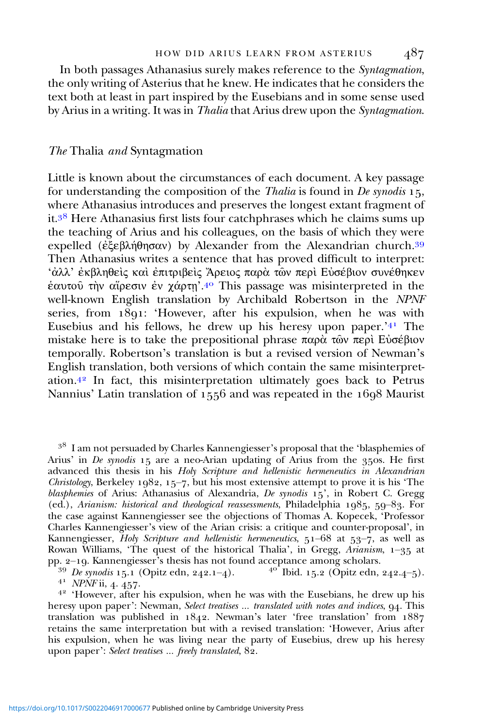In both passages Athanasius surely makes reference to the *Syntagmation*, the only writing of Asterius that he knew. He indicates that he considers the text both at least in part inspired by the Eusebians and in some sense used by Arius in a writing. It was in *Thalia* that Arius drew upon the *Syntagmation*.

## *The* Thalia *and* Syntagmation

Little is known about the circumstances of each document. A key passage for understanding the composition of the *Thalia* is found in *De synodis* 15, where Athanasius introduces and preserves the longest extant fragment of it.[38] Here Athanasius first lists four catchphrases which he claims sums up the teaching of Arius and his colleagues, on the basis of which they were expelled (ἐξεβλήθησαν) by Alexander from the Alexandrian church.[39] Then Athanasius writes a sentence that has proved difficult to interpret: 'ἀλλ' ἐκβληθεὶς καὶ ἐπιτριβεὶς Ἄρειος παρὰ τῶν περὶ Εὐσέβιον συνέθηκεν ἑαυτοῦ τὴν αἵρεσιν ἐν χάρτῃ'.[40] This passage was misinterpreted in the well-known English translation by Archibald Robertson in the *NPNF* series, from 1891: 'However, after his expulsion, when he was with Eusebius and his fellows, he drew up his heresy upon paper.'[41] The mistake here is to take the prepositional phrase παρὰ τῶν περὶ Εὐσέβιον temporally. Robertson's translation is but a revised version of Newman's English translation, both versions of which contain the same misinterpretation.[42] In fact, this misinterpretation ultimately goes back to Petrus Nannius' Latin translation of 1556 and was repeated in the 1698 Maurist

[38] I am not persuaded by Charles Kannengiesser's proposal that the 'blasphemies of Arius' in *De synodis* 15 are a neo-Arian updating of Arius from the 350s. He first advanced this thesis in his *Holy Scripture and hellenistic hermeneutics in Alexandrian Christology*, Berkeley 1982, 15–7, but his most extensive attempt to prove it is his 'The *blasphemies* of Arius: Athanasius of Alexandria, *De synodis* 15', in Robert C. Gregg (ed.), *Arianism: historical and theological reassessments*, Philadelphia 1985, 59–83. For the case against Kannengiesser see the objections of Thomas A. Kopecek, 'Professor Charles Kannengiesser's view of the Arian crisis: a critique and counter-proposal', in Kannengiesser, *Holy Scripture and hellenistic hermeneutics*, 51–68 at 53–7, as well as Rowan Williams, 'The quest of the historical Thalia', in Gregg, *Arianism*, 1–35 at pp. 2–19. Kannengiesser's thesis has not found acceptance among scholars.

[39] *De synodis* 15.1 (Opitz edn, 242.1–4).

[40] Ibid. 15.2 (Opitz edn, 242.4–5).

[41] *NPNF* ii, 4. 457.

[42] 'However, after his expulsion, when he was with the Eusebians, he drew up his heresy upon paper': Newman, *Select treatises … translated with notes and indices*, 94. This translation was published in 1842. Newman's later 'free translation' from 1887 retains the same interpretation but with a revised translation: 'However, Arius after his expulsion, when he was living near the party of Eusebius, drew up his heresy upon paper': *Select treatises … freely translated*, 82.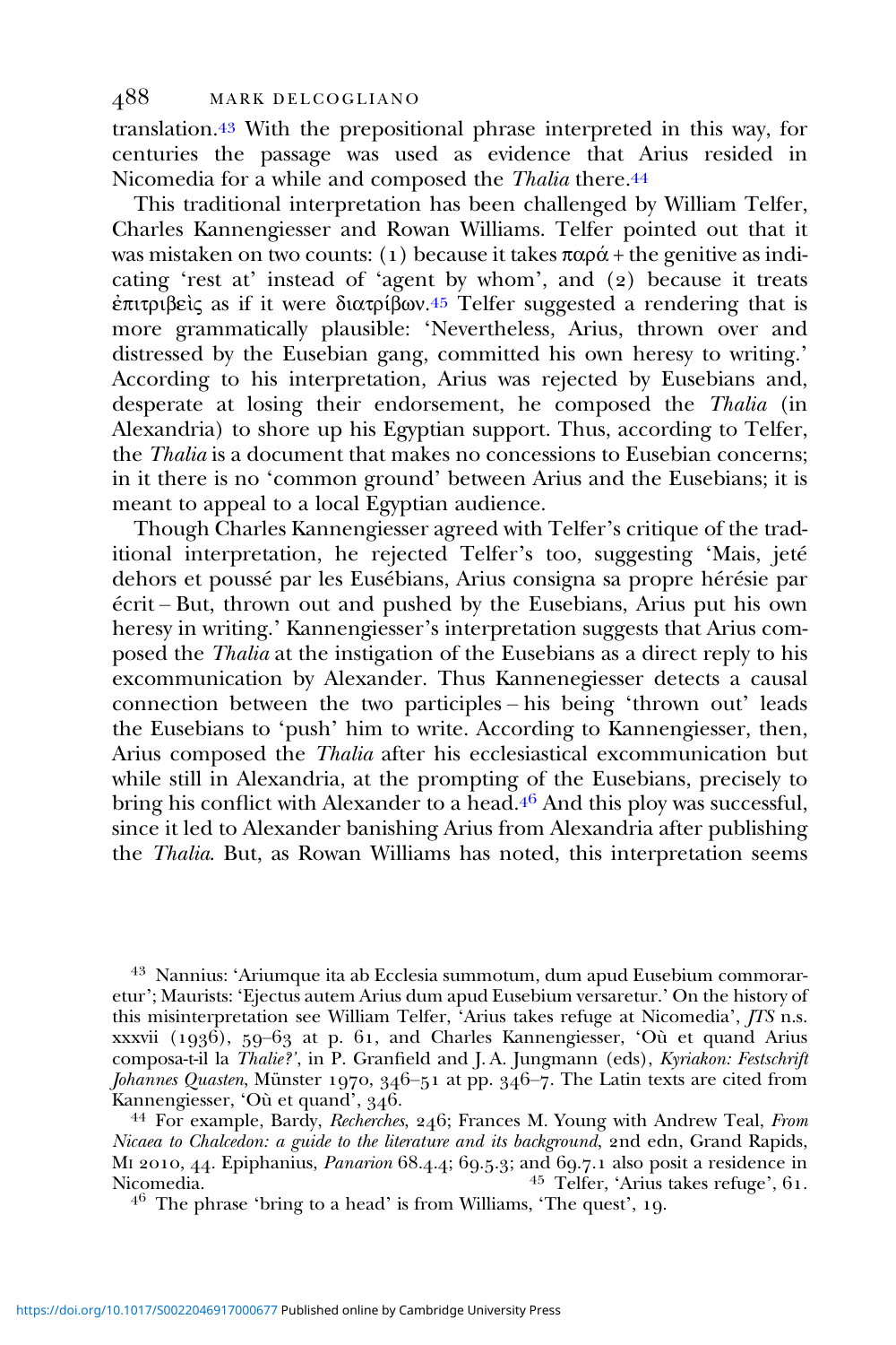translation.[43] With the prepositional phrase interpreted in this way, for centuries the passage was used as evidence that Arius resided in Nicomedia for a while and composed the *Thalia* there.[44]

This traditional interpretation has been challenged by William Telfer, Charles Kannengiesser and Rowan Williams. Telfer pointed out that it was mistaken on two counts: (1) because it takes παρά + the genitive as indicating 'rest at' instead of 'agent by whom', and (2) because it treats ἐπιτριβεὶς as if it were διατρίβων.[45] Telfer suggested a rendering that is more grammatically plausible: 'Nevertheless, Arius, thrown over and distressed by the Eusebian gang, committed his own heresy to writing.' According to his interpretation, Arius was rejected by Eusebians and, desperate at losing their endorsement, he composed the *Thalia* (in Alexandria) to shore up his Egyptian support. Thus, according to Telfer, the *Thalia* is a document that makes no concessions to Eusebian concerns; in it there is no 'common ground' between Arius and the Eusebians; it is meant to appeal to a local Egyptian audience.

Though Charles Kannengiesser agreed with Telfer's critique of the traditional interpretation, he rejected Telfer's too, suggesting 'Mais, jeté dehors et poussé par les Eusébians, Arius consigna sa propre hérésie par écrit – But, thrown out and pushed by the Eusebians, Arius put his own heresy in writing.' Kannengiesser's interpretation suggests that Arius composed the *Thalia* at the instigation of the Eusebians as a direct reply to his excommunication by Alexander. Thus Kannenegiesser detects a causal connection between the two participles – his being 'thrown out' leads the Eusebians to 'push' him to write. According to Kannengiesser, then, Arius composed the *Thalia* after his ecclesiastical excommunication but while still in Alexandria, at the prompting of the Eusebians, precisely to bring his conflict with Alexander to a head.[46] And this ploy was successful, since it led to Alexander banishing Arius from Alexandria after publishing the *Thalia*. But, as Rowan Williams has noted, this interpretation seems

[43] Nannius: 'Ariumque ita ab Ecclesia summotum, dum apud Eusebium commoraretur'; Maurists: 'Ejectus autem Arius dum apud Eusebium versaretur.' On the history of this misinterpretation see William Telfer, 'Arius takes refuge at Nicomedia', *JTS* n.s. xxxvii (1936), 59–63 at p. 61, and Charles Kannengiesser, 'Où et quand Arius composa-t-il la *Thalie?'*, in P. Granfield and J. A. Jungmann (eds), *Kyriakon: Festschrift Johannes Quasten*, Münster 1970, 346–51 at pp. 346–7. The Latin texts are cited from Kannengiesser, 'Où et quand', 346.

[44] For example, Bardy, *Recherches*, 246; Frances M. Young with Andrew Teal, *From Nicaea to Chalcedon: a guide to the literature and its background*, 2nd edn, Grand Rapids, MI 2010, 44. Epiphanius, *Panarion* 68.4.4; 69.5.3; and 69.7.1 also posit a residence in Nicomedia.

[45] Telfer, 'Arius takes refuge', 61.

[46] The phrase 'bring to a head' is from Williams, 'The quest', 19.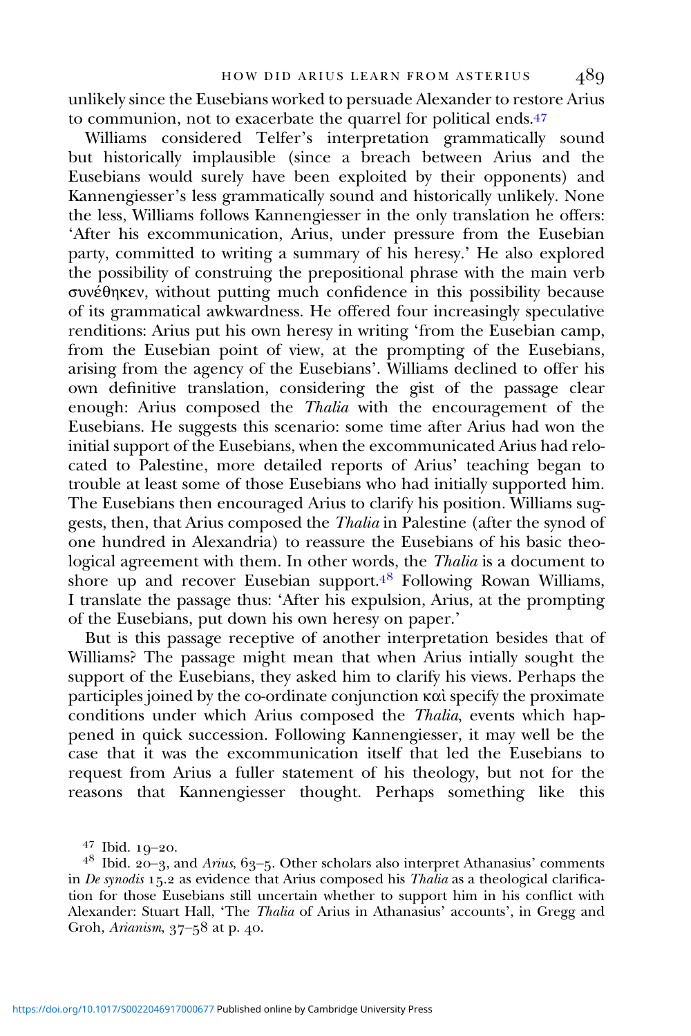unlikely since the Eusebians worked to persuade Alexander to restore Arius to communion, not to exacerbate the quarrel for political ends.[47]

Williams considered Telfer's interpretation grammatically sound but historically implausible (since a breach between Arius and the Eusebians would surely have been exploited by their opponents) and Kannengiesser's less grammatically sound and historically unlikely. None the less, Williams follows Kannengiesser in the only translation he offers: 'After his excommunication, Arius, under pressure from the Eusebian party, committed to writing a summary of his heresy.' He also explored the possibility of construing the prepositional phrase with the main verb συνέθηκεν, without putting much confidence in this possibility because of its grammatical awkwardness. He offered four increasingly speculative renditions: Arius put his own heresy in writing 'from the Eusebian camp, from the Eusebian point of view, at the prompting of the Eusebians, arising from the agency of the Eusebians'. Williams declined to offer his own definitive translation, considering the gist of the passage clear enough: Arius composed the *Thalia* with the encouragement of the Eusebians. He suggests this scenario: some time after Arius had won the initial support of the Eusebians, when the excommunicated Arius had relocated to Palestine, more detailed reports of Arius' teaching began to trouble at least some of those Eusebians who had initially supported him. The Eusebians then encouraged Arius to clarify his position. Williams suggests, then, that Arius composed the *Thalia* in Palestine (after the synod of one hundred in Alexandria) to reassure the Eusebians of his basic theological agreement with them. In other words, the *Thalia* is a document to shore up and recover Eusebian support.[48] Following Rowan Williams, I translate the passage thus: 'After his expulsion, Arius, at the prompting of the Eusebians, put down his own heresy on paper.'

But is this passage receptive of another interpretation besides that of Williams? The passage might mean that when Arius intially sought the support of the Eusebians, they asked him to clarify his views. Perhaps the participles joined by the co-ordinate conjunction καὶ specify the proximate conditions under which Arius composed the *Thalia*, events which happened in quick succession. Following Kannengiesser, it may well be the case that it was the excommunication itself that led the Eusebians to request from Arius a fuller statement of his theology, but not for the reasons that Kannengiesser thought. Perhaps something like this

[47] Ibid. 19–20.

[48] Ibid. 20–3, and *Arius*, 63–5. Other scholars also interpret Athanasius' comments in *De synodis* 15.2 as evidence that Arius composed his *Thalia* as a theological clarification for those Eusebians still uncertain whether to support him in his conflict with Alexander: Stuart Hall, 'The *Thalia* of Arius in Athanasius' accounts', in Gregg and Groh, *Arianism*, 37–58 at p. 40.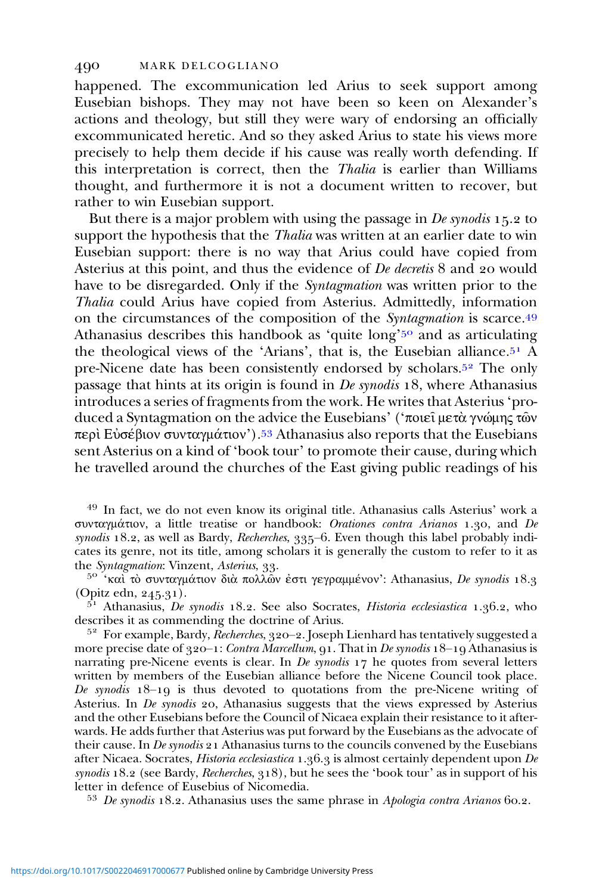happened. The excommunication led Arius to seek support among Eusebian bishops. They may not have been so keen on Alexander's actions and theology, but still they were wary of endorsing an officially excommunicated heretic. And so they asked Arius to state his views more precisely to help them decide if his cause was really worth defending. If this interpretation is correct, then the *Thalia* is earlier than Williams thought, and furthermore it is not a document written to recover, but rather to win Eusebian support.

But there is a major problem with using the passage in *De synodis* 15.2 to support the hypothesis that the *Thalia* was written at an earlier date to win Eusebian support: there is no way that Arius could have copied from Asterius at this point, and thus the evidence of *De decretis* 8 and 20 would have to be disregarded. Only if the *Syntagmation* was written prior to the *Thalia* could Arius have copied from Asterius. Admittedly, information on the circumstances of the composition of the *Syntagmation* is scarce.[49] Athanasius describes this handbook as 'quite long'[50] and as articulating the theological views of the 'Arians', that is, the Eusebian alliance.[51] A pre-Nicene date has been consistently endorsed by scholars.[52] The only passage that hints at its origin is found in *De synodis* 18, where Athanasius introduces a series of fragments from the work. He writes that Asterius 'produced a Syntagmation on the advice the Eusebians' ('ποιεῖ μετὰ γνώμης τῶν περὶ Εὐσέβιον συνταγμάτιον').[53] Athanasius also reports that the Eusebians sent Asterius on a kind of 'book tour' to promote their cause, during which he travelled around the churches of the East giving public readings of his

[49] In fact, we do not even know its original title. Athanasius calls Asterius' work a συνταγμάτιον, a little treatise or handbook: *Orationes contra Arianos* 1.30, and *De synodis* 18.2, as well as Bardy, *Recherches*, 335–6. Even though this label probably indicates its genre, not its title, among scholars it is generally the custom to refer to it as the *Syntagmation*: Vinzent, *Asterius*, 33.

[50] 'καὶ τὸ συνταγμάτιον διὰ πολλῶν ἐστι γεγραμμένον': Athanasius, *De synodis* 18.3 (Opitz edn, 245.31).

[51] Athanasius, *De synodis* 18.2. See also Socrates, *Historia ecclesiastica* 1.36.2, who describes it as commending the doctrine of Arius.

[52] For example, Bardy, *Recherches*, 320–2. Joseph Lienhard has tentatively suggested a more precise date of 320–1: *Contra Marcellum*, 91. That in *De synodis* 18–19 Athanasius is narrating pre-Nicene events is clear. In *De synodis* 17 he quotes from several letters written by members of the Eusebian alliance before the Nicene Council took place. *De synodis* 18–19 is thus devoted to quotations from the pre-Nicene writing of Asterius. In *De synodis* 20, Athanasius suggests that the views expressed by Asterius and the other Eusebians before the Council of Nicaea explain their resistance to it afterwards. He adds further that Asterius was put forward by the Eusebians as the advocate of their cause. In *De synodis* 21 Athanasius turns to the councils convened by the Eusebians after Nicaea. Socrates, *Historia ecclesiastica* 1.36.3 is almost certainly dependent upon *De synodis* 18.2 (see Bardy, *Recherches*, 318), but he sees the 'book tour' as in support of his letter in defence of Eusebius of Nicomedia.

[53] *De synodis* 18.2. Athanasius uses the same phrase in *Apologia contra Arianos* 60.2.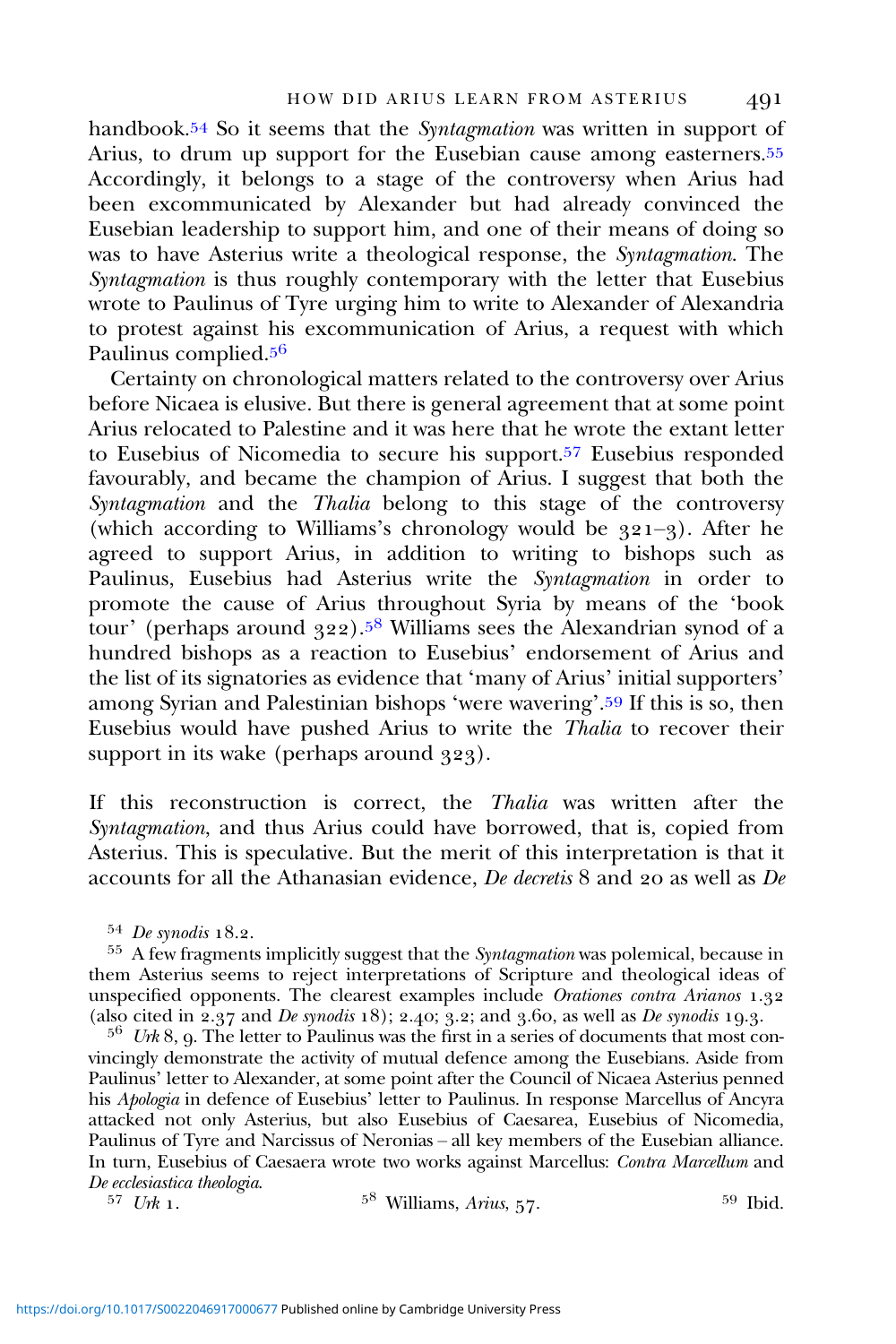handbook.[54] So it seems that the *Syntagmation* was written in support of Arius, to drum up support for the Eusebian cause among easterners.[55] Accordingly, it belongs to a stage of the controversy when Arius had been excommunicated by Alexander but had already convinced the Eusebian leadership to support him, and one of their means of doing so was to have Asterius write a theological response, the *Syntagmation*. The *Syntagmation* is thus roughly contemporary with the letter that Eusebius wrote to Paulinus of Tyre urging him to write to Alexander of Alexandria to protest against his excommunication of Arius, a request with which Paulinus complied.[56]

Certainty on chronological matters related to the controversy over Arius before Nicaea is elusive. But there is general agreement that at some point Arius relocated to Palestine and it was here that he wrote the extant letter to Eusebius of Nicomedia to secure his support.[57] Eusebius responded favourably, and became the champion of Arius. I suggest that both the *Syntagmation* and the *Thalia* belong to this stage of the controversy (which according to Williams's chronology would be 321–3). After he agreed to support Arius, in addition to writing to bishops such as Paulinus, Eusebius had Asterius write the *Syntagmation* in order to promote the cause of Arius throughout Syria by means of the 'book tour' (perhaps around 322).[58] Williams sees the Alexandrian synod of a hundred bishops as a reaction to Eusebius' endorsement of Arius and the list of its signatories as evidence that 'many of Arius' initial supporters' among Syrian and Palestinian bishops 'were wavering'.[59] If this is so, then Eusebius would have pushed Arius to write the *Thalia* to recover their support in its wake (perhaps around 323).

If this reconstruction is correct, the *Thalia* was written after the *Syntagmation*, and thus Arius could have borrowed, that is, copied from Asterius. This is speculative. But the merit of this interpretation is that it accounts for all the Athanasian evidence, *De decretis* 8 and 20 as well as *De*

---

[54] *De synodis* 18.2.

[55] A few fragments implicitly suggest that the *Syntagmation* was polemical, because in them Asterius seems to reject interpretations of Scripture and theological ideas of unspecified opponents. The clearest examples include *Orationes contra Arianos* 1.32 (also cited in 2.37 and *De synodis* 18); 2.40; 3.2; and 3.60, as well as *De synodis* 19.3.

[56] *Urk* 8, 9. The letter to Paulinus was the first in a series of documents that most convincingly demonstrate the activity of mutual defence among the Eusebians. Aside from Paulinus' letter to Alexander, at some point after the Council of Nicaea Asterius penned his *Apologia* in defence of Eusebius' letter to Paulinus. In response Marcellus of Ancyra attacked not only Asterius, but also Eusebius of Caesarea, Eusebius of Nicomedia, Paulinus of Tyre and Narcissus of Neronias – all key members of the Eusebian alliance. In turn, Eusebius of Caesaera wrote two works against Marcellus: *Contra Marcellum* and *De ecclesiastica theologia*.

[57] *Urk* 1.

[58] Williams, *Arius*, 57.

[59] Ibid.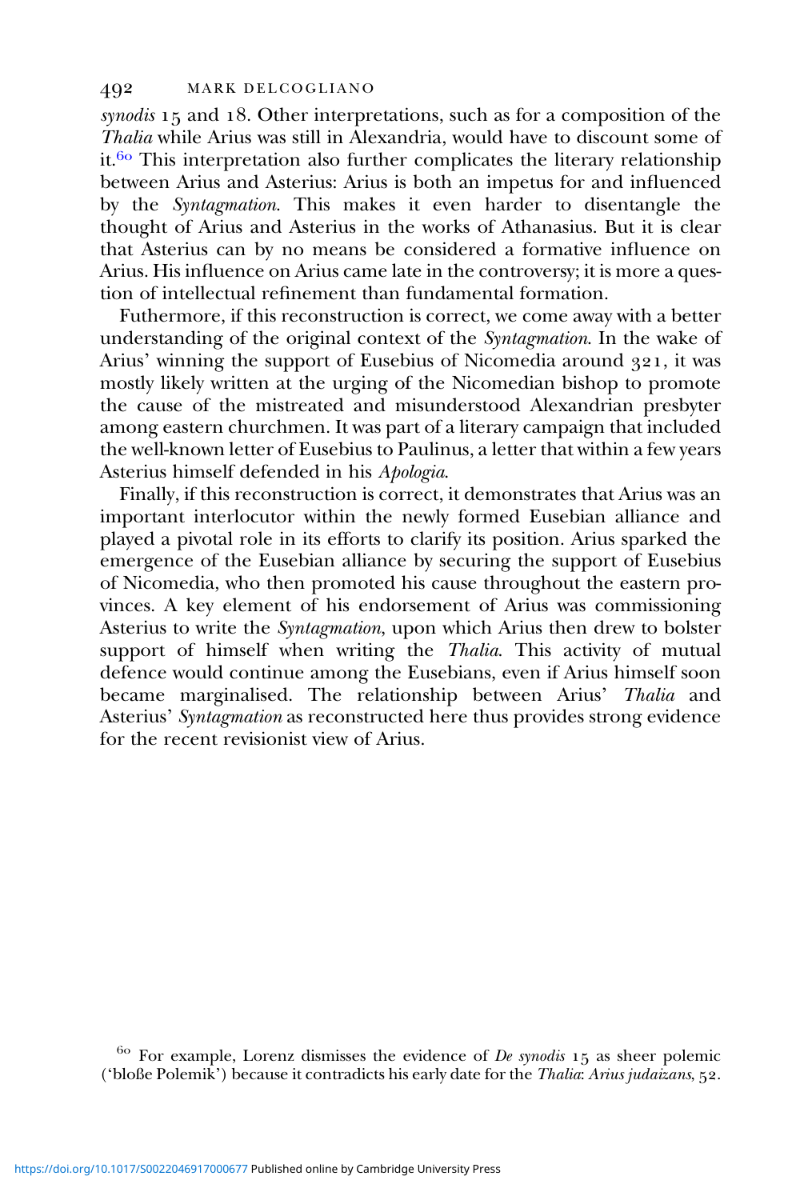*synodis* 15 and 18. Other interpretations, such as for a composition of the *Thalia* while Arius was still in Alexandria, would have to discount some of it.[60] This interpretation also further complicates the literary relationship between Arius and Asterius: Arius is both an impetus for and influenced by the *Syntagmation*. This makes it even harder to disentangle the thought of Arius and Asterius in the works of Athanasius. But it is clear that Asterius can by no means be considered a formative influence on Arius. His influence on Arius came late in the controversy; it is more a question of intellectual refinement than fundamental formation.

Futhermore, if this reconstruction is correct, we come away with a better understanding of the original context of the *Syntagmation*. In the wake of Arius' winning the support of Eusebius of Nicomedia around 321, it was mostly likely written at the urging of the Nicomedian bishop to promote the cause of the mistreated and misunderstood Alexandrian presbyter among eastern churchmen. It was part of a literary campaign that included the well-known letter of Eusebius to Paulinus, a letter that within a few years Asterius himself defended in his *Apologia*.

Finally, if this reconstruction is correct, it demonstrates that Arius was an important interlocutor within the newly formed Eusebian alliance and played a pivotal role in its efforts to clarify its position. Arius sparked the emergence of the Eusebian alliance by securing the support of Eusebius of Nicomedia, who then promoted his cause throughout the eastern provinces. A key element of his endorsement of Arius was commissioning Asterius to write the *Syntagmation*, upon which Arius then drew to bolster support of himself when writing the *Thalia*. This activity of mutual defence would continue among the Eusebians, even if Arius himself soon became marginalised. The relationship between Arius' *Thalia* and Asterius' *Syntagmation* as reconstructed here thus provides strong evidence for the recent revisionist view of Arius.

[60] For example, Lorenz dismisses the evidence of *De synodis* 15 as sheer polemic ('bloße Polemik') because it contradicts his early date for the *Thalia*: *Arius judaizans*, 52.